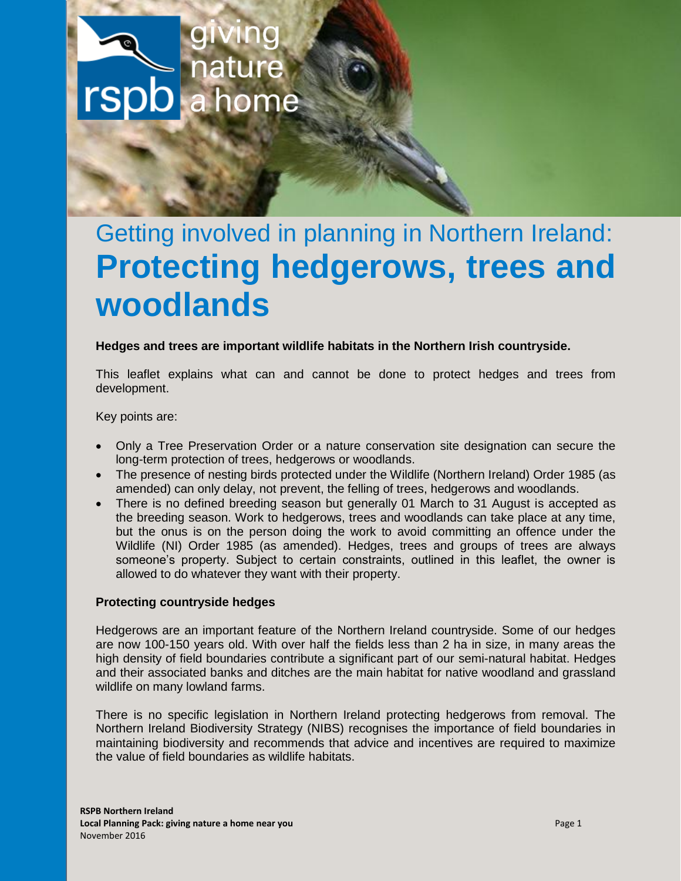# Getting involved in planning in Northern Ireland: **Protecting hedgerows, trees and woodlands**

**Hedges and trees are important wildlife habitats in the Northern Irish countryside.**

This leaflet explains what can and cannot be done to protect hedges and trees from development.

Key points are:

- Only a Tree Preservation Order or a nature conservation site designation can secure the long-term protection of trees, hedgerows or woodlands.
- The presence of nesting birds protected under the Wildlife (Northern Ireland) Order 1985 (as amended) can only delay, not prevent, the felling of trees, hedgerows and woodlands.
- There is no defined breeding season but generally 01 March to 31 August is accepted as the breeding season. Work to hedgerows, trees and woodlands can take place at any time, but the onus is on the person doing the work to avoid committing an offence under the Wildlife (NI) Order 1985 (as amended). Hedges, trees and groups of trees are always someone's property. Subject to certain constraints, outlined in this leaflet, the owner is allowed to do whatever they want with their property.

### Protecting countryside hedges

Hedgerows are an important feature of the Northern Ireland countryside. Some of our hedges are now 100-150 years old. With over half the fields less than 2 ha in size, in many areas the high density of field boundaries contribute a significant part of our semi-natural habitat. Hedges and their associated banks and ditches are the main habitat for native woodland and grassland wildlife on many lowland farms.

There is no specific legislation in Northern Ireland protecting hedgerows from removal. The Northern Ireland Biodiversity Strategy (NIBS) recognises the importance of field boundaries in maintaining biodiversity and recommends that advice and incentives are required to maximize the value of field boundaries as wildlife habitats.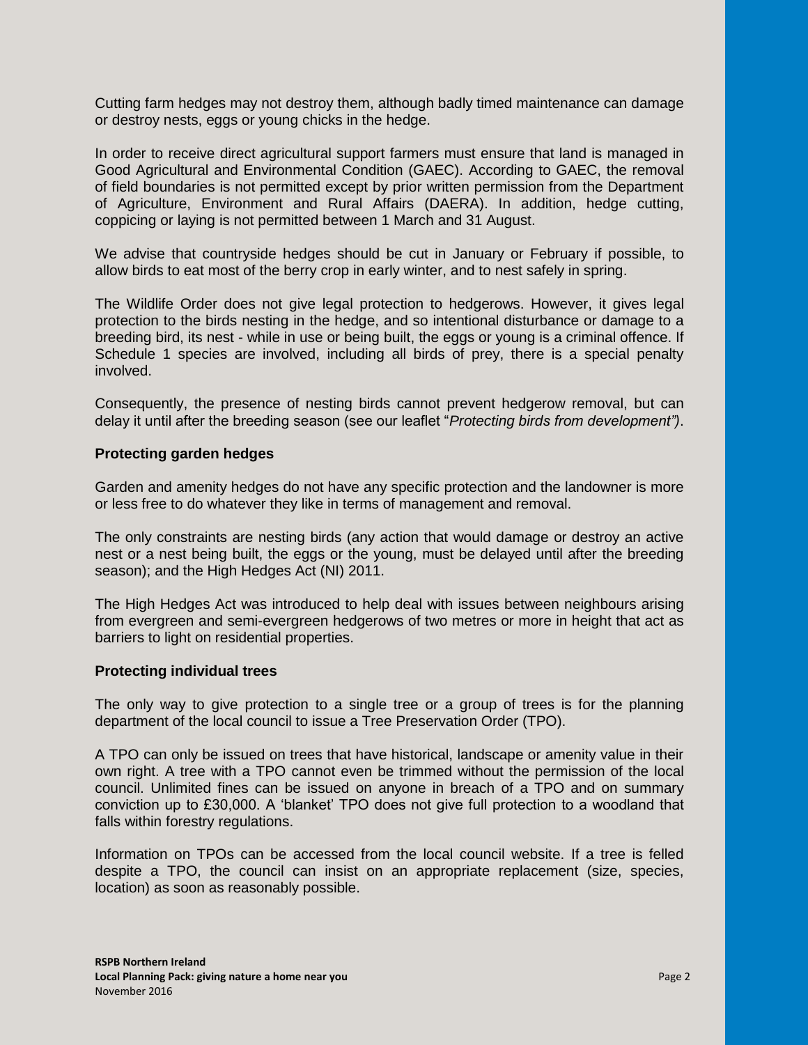Cutting farm hedges may not destroy them, although badly timed maintenance can damage or destroy nests, eggs or young chicks in the hedge.

In order to receive direct agricultural support farmers must ensure that land is managed in Good Agricultural and Environmental Condition (GAEC). According to GAEC, the removal of field boundaries is not permitted except by prior written permission from the Department of Agriculture, Environment and Rural Affairs (DAERA). In addition, hedge cutting, coppicing or laying is not permitted between 1 March and 31 August.

We advise that countryside hedges should be cut in January or February if possible, to allow birds to eat most of the berry crop in early winter, and to nest safely in spring.

The Wildlife Order does not give legal protection to hedgerows. However, it gives legal protection to the birds nesting in the hedge, and so intentional disturbance or damage to a breeding bird, its nest - while in use or being built, the eggs or young is a criminal offence. If Schedule 1 species are involved, including all birds of prey, there is a special penalty involved.

Consequently, the presence of nesting birds cannot prevent hedgerow removal, but can delay it until after the breeding season (see our leaflet "*Protecting birds from development")*.

### Protecting garden hedges

Garden and amenity hedges do not have any specific protection and the landowner is more or less free to do whatever they like in terms of management and removal.

The only constraints are nesting birds (any action that would damage or destroy an active nest or a nest being built, the eggs or the young, must be delayed until after the breeding season); and the High Hedges Act (NI) 2011.

The High Hedges Act was introduced to help deal with issues between neighbours arising from evergreen and semi-evergreen hedgerows of two metres or more in height that act as barriers to light on residential properties.

### Protecting individual trees

The only way to give protection to a single tree or a group of trees is for the planning department of the local council to issue a Tree Preservation Order (TPO).

A TPO can only be issued on trees that have historical, landscape or amenity value in their own right. A tree with a TPO cannot even be trimmed without the permission of the local council. Unlimited fines can be issued on anyone in breach of a TPO and on summary conviction up to £30,000. A 'blanket' TPO does not give full protection to a woodland that falls within forestry regulations.

Information on TPOs can be accessed from the local council website. If a tree is felled despite a TPO, the council can insist on an appropriate replacement (size, species, location) as soon as reasonably possible.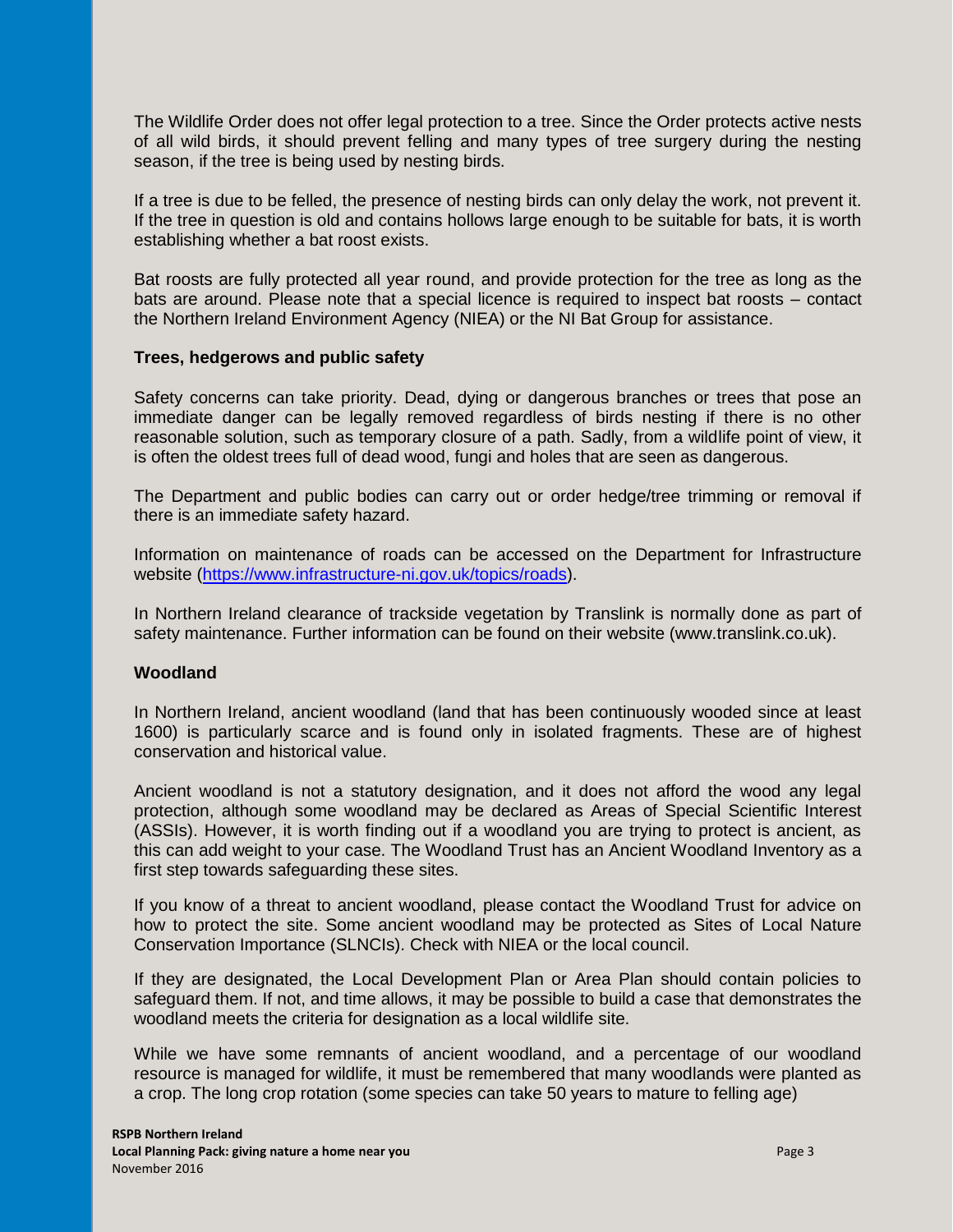The Wildlife Order does not offer legal protection to a tree. Since the Order protects active nests of all wild birds, it should prevent felling and many types of tree surgery during the nesting season, if the tree is being used by nesting birds.

If a tree is due to be felled, the presence of nesting birds can only delay the work, not prevent it. If the tree in question is old and contains hollows large enough to be suitable for bats, it is worth establishing whether a bat roost exists.

Bat roosts are fully protected all year round, and provide protection for the tree as long as the bats are around. Please note that a special licence is required to inspect bat roosts – contact the Northern Ireland Environment Agency (NIEA) or the NI Bat Group for assistance.

### Trees, hedgerows and public safety

Safety concerns can take priority. Dead, dying or dangerous branches or trees that pose an immediate danger can be legally removed regardless of birds nesting if there is no other reasonable solution, such as temporary closure of a path. Sadly, from a wildlife point of view, it is often the oldest trees full of dead wood, fungi and holes that are seen as dangerous.

The Department and public bodies can carry out or order hedge/tree trimming or removal if there is an immediate safety hazard.

Information on maintenance of roads can be accessed on the Department for Infrastructure website (https://www.infrastructure-ni.gov.uk/topics/roads).

In Northern Ireland clearance of trackside vegetation by Translink is normally done as part of safety maintenance. Further information can be found on their website (www.translink.co.uk).

### Woodland

In Northern Ireland, ancient woodland (land that has been continuously wooded since at least 1600) is particularly scarce and is found only in isolated fragments. These are of highest conservation and historical value.

Ancient woodland is not a statutory designation, and it does not afford the wood any legal protection, although some woodland may be declared as Areas of Special Scientific Interest (ASSIs). However, it is worth finding out if a woodland you are trying to protect is ancient, as this can add weight to your case. The Woodland Trust has an Ancient Woodland Inventory as a first step towards safeguarding these sites.

If you know of a threat to ancient woodland, please contact the Woodland Trust for advice on how to protect the site. Some ancient woodland may be protected as Sites of Local Nature Conservation Importance (SLNCIs). Check with NIEA or the local council.

If they are designated, the Local Development Plan or Area Plan should contain policies to safeguard them. If not, and time allows, it may be possible to build a case that demonstrates the woodland meets the criteria for designation as a local wildlife site.

While we have some remnants of ancient woodland, and a percentage of our woodland resource is managed for wildlife, it must be remembered that many woodlands were planted as a crop. The long crop rotation (some species can take 50 years to mature to felling age)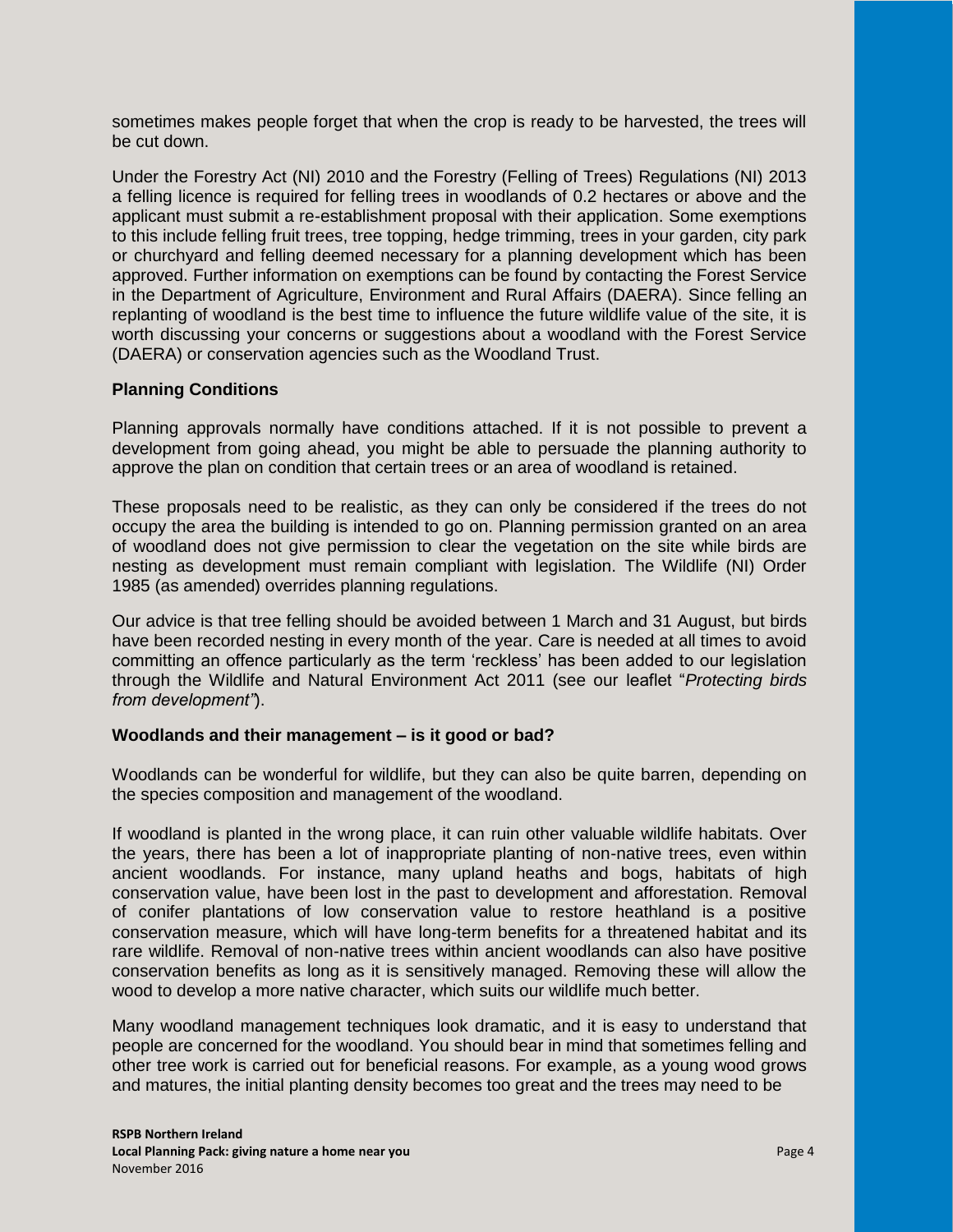sometimes makes people forget that when the crop is ready to be harvested, the trees will be cut down.

Under the Forestry Act (NI) 2010 and the Forestry (Felling of Trees) Regulations (NI) 2013 a felling licence is required for felling trees in woodlands of 0.2 hectares or above and the applicant must submit a re-establishment proposal with their application. Some exemptions to this include felling fruit trees, tree topping, hedge trimming, trees in your garden, city park or churchyard and felling deemed necessary for a planning development which has been approved. Further information on exemptions can be found by contacting the Forest Service in the Department of Agriculture, Environment and Rural Affairs (DAERA). Since felling an replanting of woodland is the best time to influence the future wildlife value of the site, it is worth discussing your concerns or suggestions about a woodland with the Forest Service (DAERA) or conservation agencies such as the Woodland Trust.

### Planning Conditions

Planning approvals normally have conditions attached. If it is not possible to prevent a development from going ahead, you might be able to persuade the planning authority to approve the plan on condition that certain trees or an area of woodland is retained.

These proposals need to be realistic, as they can only be considered if the trees do not occupy the area the building is intended to go on. Planning permission granted on an area of woodland does not give permission to clear the vegetation on the site while birds are nesting as development must remain compliant with legislation. The Wildlife (NI) Order 1985 (as amended) overrides planning regulations.

Our advice is that tree felling should be avoided between 1 March and 31 August, but birds have been recorded nesting in every month of the year. Care is needed at all times to avoid committing an offence particularly as the term 'reckless' has been added to our legislation through the Wildlife and Natural Environment Act 2011 (see our leaflet "*Protecting birds from development"*).

### Woodlands and their management – is it good or bad?

Woodlands can be wonderful for wildlife, but they can also be quite barren, depending on the species composition and management of the woodland.

If woodland is planted in the wrong place, it can ruin other valuable wildlife habitats. Over the years, there has been a lot of inappropriate planting of non-native trees, even within ancient woodlands. For instance, many upland heaths and bogs, habitats of high conservation value, have been lost in the past to development and afforestation. Removal of conifer plantations of low conservation value to restore heathland is a positive conservation measure, which will have long-term benefits for a threatened habitat and its rare wildlife. Removal of non-native trees within ancient woodlands can also have positive conservation benefits as long as it is sensitively managed. Removing these will allow the wood to develop a more native character, which suits our wildlife much better.

Many woodland management techniques look dramatic, and it is easy to understand that people are concerned for the woodland. You should bear in mind that sometimes felling and other tree work is carried out for beneficial reasons. For example, as a young wood grows and matures, the initial planting density becomes too great and the trees may need to be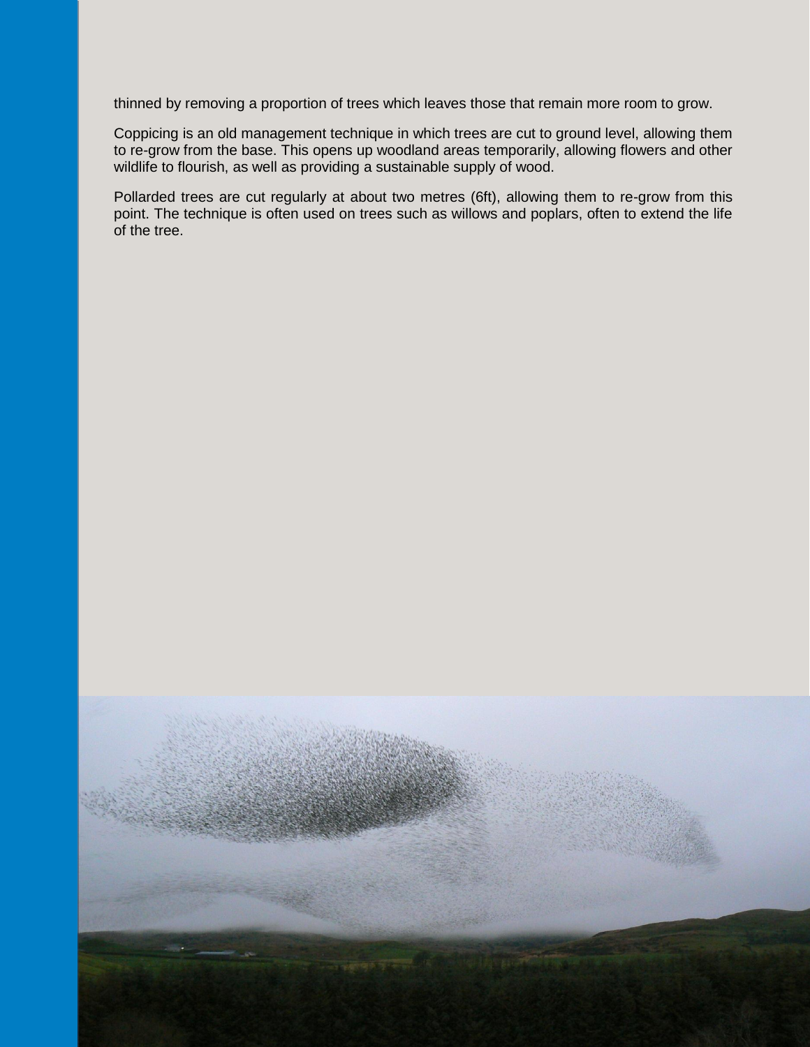thinned by removing a proportion of trees which leaves those that remain more room to grow.

Coppicing is an old management technique in which trees are cut to ground level, allowing them to re-grow from the base. This opens up woodland areas temporarily, allowing flowers and other wildlife to flourish, as well as providing a sustainable supply of wood.

Pollarded trees are cut regularly at about two metres (6ft), allowing them to re-grow from this point. The technique is often used on trees such as willows and poplars, often to extend the life of the tree.